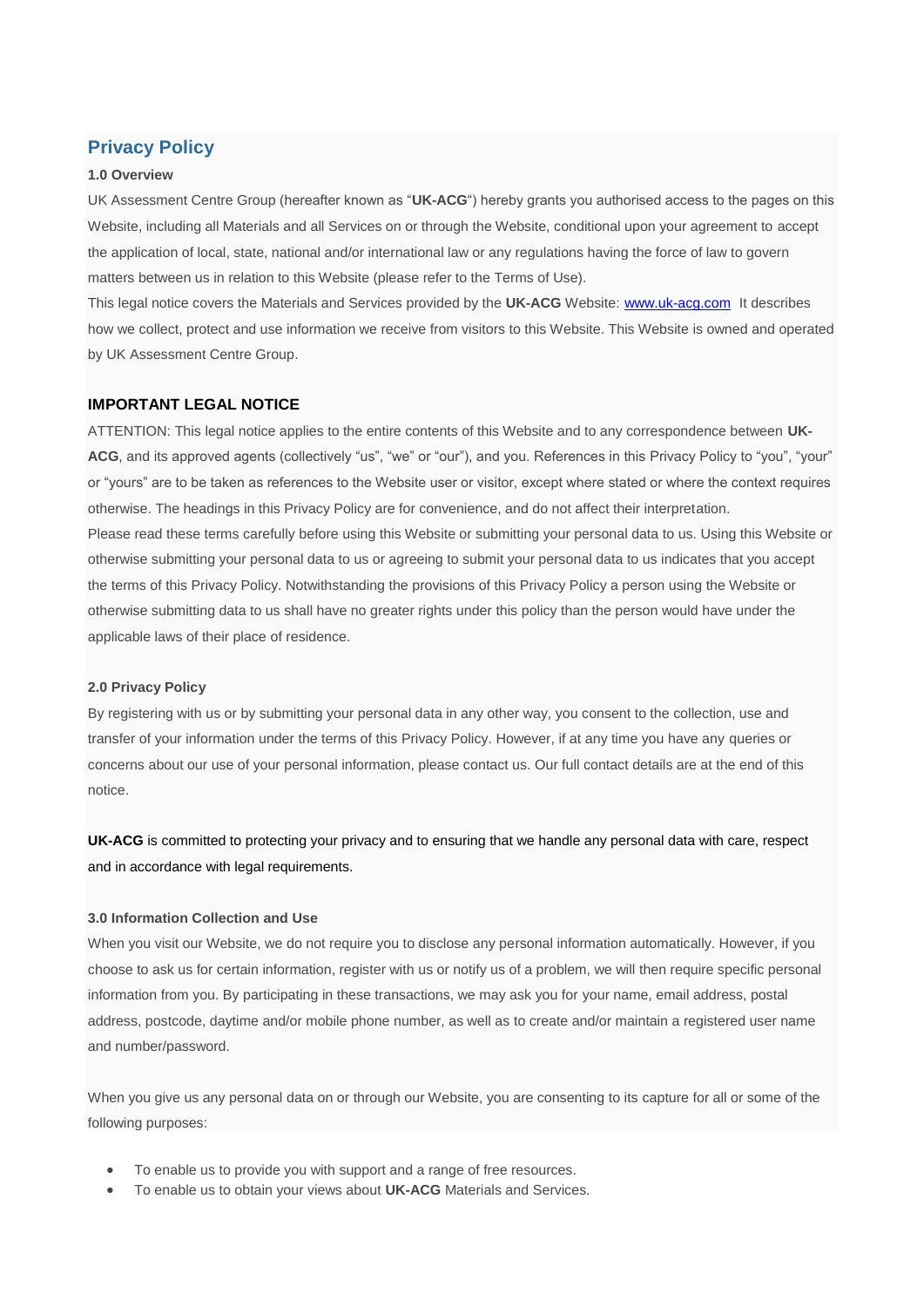# Privacy Policy

### 1.0 Overview

UK Assessment Centre Group (hereafter known as "**UK-ACG**") hereby grants you authorised access to the pages on this Website, including all Materials and all Services on or through the Website, conditional upon your agreement to accept the application of local, state, national and/or international law or any regulations having the force of law to govern matters between us in relation to this Website (please refer to the Terms of Use).

This legal notice covers the Materials and Services provided by the **UK-ACG** Website: [www.uk-acg.com](http://www.uk-acg.com) It describes how we collect, protect and use information we receive from visitors to this Website. This Website is owned and operated by UK Assessment Centre Group.

## IMPORTANT LEGAL NOTICE

ATTENTION: This legal notice applies to the entire contents of this Website and to any correspondence between **UK-ACG**, and its approved agents (collectively "us", "we" or "our"), and you. References in this Privacy Policy to "you", "your" or "yours" are to be taken as references to the Website user or visitor, except where stated or where the context requires otherwise. The headings in this Privacy Policy are for convenience, and do not affect their interpretation.

Please read these terms carefully before using this Website or submitting your personal data to us. Using this Website or otherwise submitting your personal data to us or agreeing to submit your personal data to us indicates that you accept the terms of this Privacy Policy. Notwithstanding the provisions of this Privacy Policy a person using the Website or otherwise submitting data to us shall have no greater rights under this policy than the person would have under the applicable laws of their place of residence.

### 2.0 Privacy Policy

By registering with us or by submitting your personal data in any other way, you consent to the collection, use and transfer of your information under the terms of this Privacy Policy. However, if at any time you have any queries or concerns about our use of your personal information, please contact us. Our full contact details are at the end of this notice.

**UK-ACG** is committed to protecting your privacy and to ensuring that we handle any personal data with care, respect and in accordance with legal requirements.

### 3.0 Information Collection and Use

When you visit our Website, we do not require you to disclose any personal information automatically. However, if you choose to ask us for certain information, register with us or notify us of a problem, we will then require specific personal information from you. By participating in these transactions, we may ask you for your name, email address, postal address, postcode, daytime and/or mobile phone number, as well as to create and/or maintain a registered user name and number/password.

When you give us any personal data on or through our Website, you are consenting to its capture for all or some of the following purposes:

- To enable us to provide you with support and a range of free resources.
- To enable us to obtain your views about **UK-ACG** Materials and Services.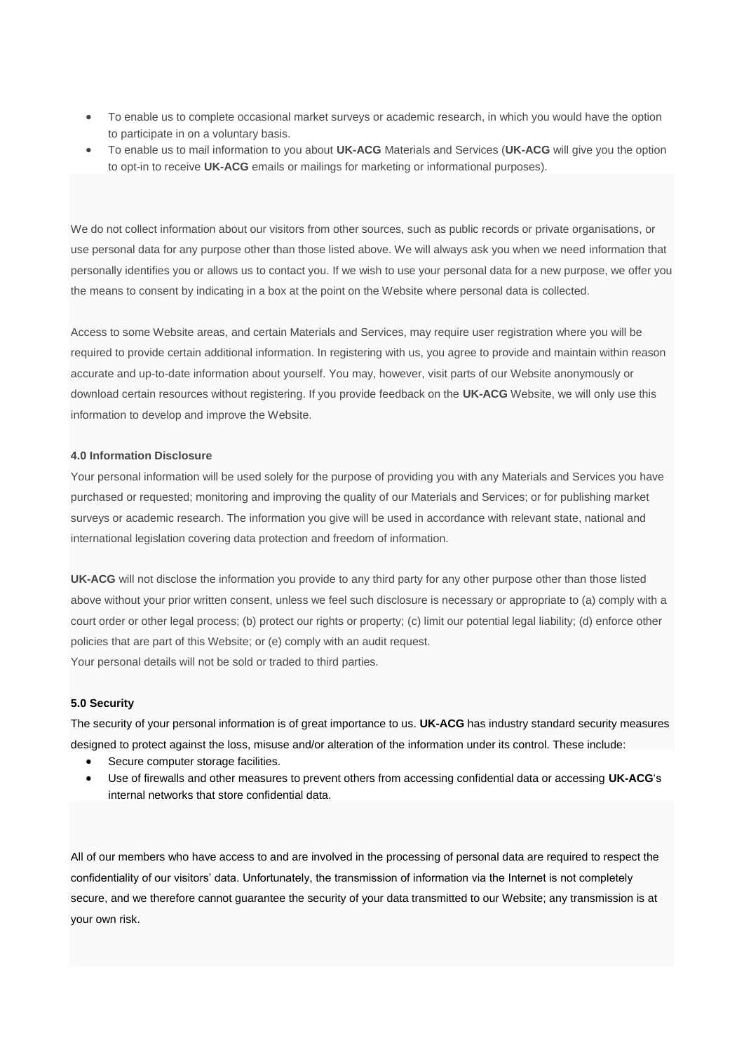- To enable us to complete occasional market surveys or academic research, in which you would have the option to participate in on a voluntary basis.
- To enable us to mail information to you about **UK-ACG** Materials and Services (**UK-ACG** will give you the option to opt-in to receive **UK-ACG** emails or mailings for marketing or informational purposes).

We do not collect information about our visitors from other sources, such as public records or private organisations, or use personal data for any purpose other than those listed above. We will always ask you when we need information that personally identifies you or allows us to contact you. If we wish to use your personal data for a new purpose, we offer you the means to consent by indicating in a box at the point on the Website where personal data is collected.

Access to some Website areas, and certain Materials and Services, may require user registration where you will be required to provide certain additional information. In registering with us, you agree to provide and maintain within reason accurate and up-to-date information about yourself. You may, however, visit parts of our Website anonymously or download certain resources without registering. If you provide feedback on the **UK-ACG** Website, we will only use this information to develop and improve the Website.

#### 4.0 Information Disclosure

Your personal information will be used solely for the purpose of providing you with any Materials and Services you have purchased or requested; monitoring and improving the quality of our Materials and Services; or for publishing market surveys or academic research. The information you give will be used in accordance with relevant state, national and international legislation covering data protection and freedom of information.

**UK-ACG** will not disclose the information you provide to any third party for any other purpose other than those listed above without your prior written consent, unless we feel such disclosure is necessary or appropriate to (a) comply with a court order or other legal process; (b) protect our rights or property; (c) limit our potential legal liability; (d) enforce other policies that are part of this Website; or (e) comply with an audit request.
Your personal details will not be sold or traded to third parties.

#### 5.0 Security

The security of your personal information is of great importance to us. **UK-ACG** has industry standard security measures designed to protect against the loss, misuse and/or alteration of the information under its control. These include:

- Secure computer storage facilities.
- Use of firewalls and other measures to prevent others from accessing confidential data or accessing **UK-ACG**'s internal networks that store confidential data.

All of our members who have access to and are involved in the processing of personal data are required to respect the confidentiality of our visitors' data. Unfortunately, the transmission of information via the Internet is not completely secure, and we therefore cannot guarantee the security of your data transmitted to our Website; any transmission is at your own risk.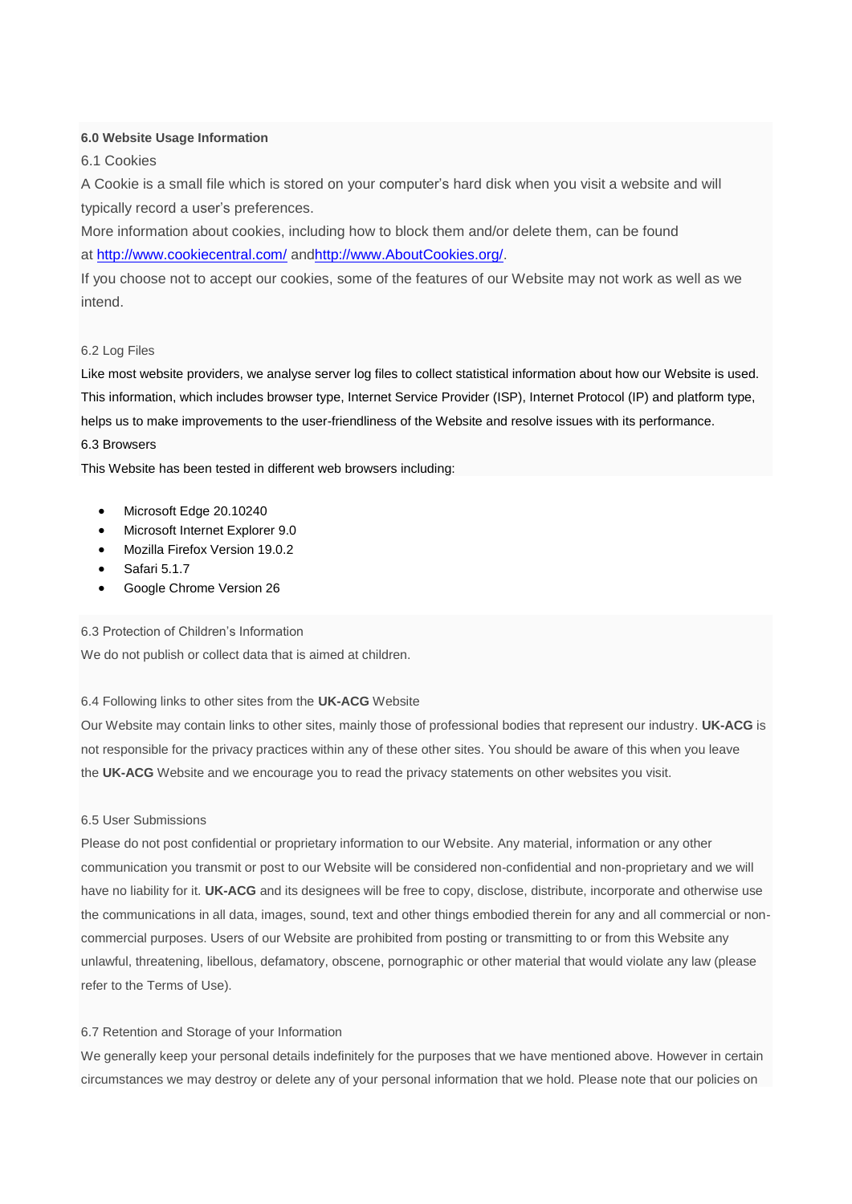**6.0 Website Usage Information**

6.1 Cookies

A Cookie is a small file which is stored on your computer's hard disk when you visit a website and will typically record a user's preferences.

More information about cookies, including how to block them and/or delete them, can be found at http://www.cookiecentral.com/ andhttp://www.AboutCookies.org/.

If you choose not to accept our cookies, some of the features of our Website may not work as well as we intend.

6.2 Log Files

Like most website providers, we analyse server log files to collect statistical information about how our Website is used. This information, which includes browser type, Internet Service Provider (ISP), Internet Protocol (IP) and platform type, helps us to make improvements to the user-friendliness of the Website and resolve issues with its performance.

6.3 Browsers

This Website has been tested in different web browsers including:

- Microsoft Edge 20.10240
- Microsoft Internet Explorer 9.0
- Mozilla Firefox Version 19.0.2
- Safari 5.1.7
- Google Chrome Version 26

6.3 Protection of Children's Information

We do not publish or collect data that is aimed at children.

6.4 Following links to other sites from the **UK-ACG** Website

Our Website may contain links to other sites, mainly those of professional bodies that represent our industry. **UK-ACG** is not responsible for the privacy practices within any of these other sites. You should be aware of this when you leave the **UK-ACG** Website and we encourage you to read the privacy statements on other websites you visit.

6.5 User Submissions

Please do not post confidential or proprietary information to our Website. Any material, information or any other communication you transmit or post to our Website will be considered non-confidential and non-proprietary and we will have no liability for it. **UK-ACG** and its designees will be free to copy, disclose, distribute, incorporate and otherwise use the communications in all data, images, sound, text and other things embodied therein for any and all commercial or non-commercial purposes. Users of our Website are prohibited from posting or transmitting to or from this Website any unlawful, threatening, libellous, defamatory, obscene, pornographic or other material that would violate any law (please refer to the Terms of Use).

6.7 Retention and Storage of your Information

We generally keep your personal details indefinitely for the purposes that we have mentioned above. However in certain circumstances we may destroy or delete any of your personal information that we hold. Please note that our policies on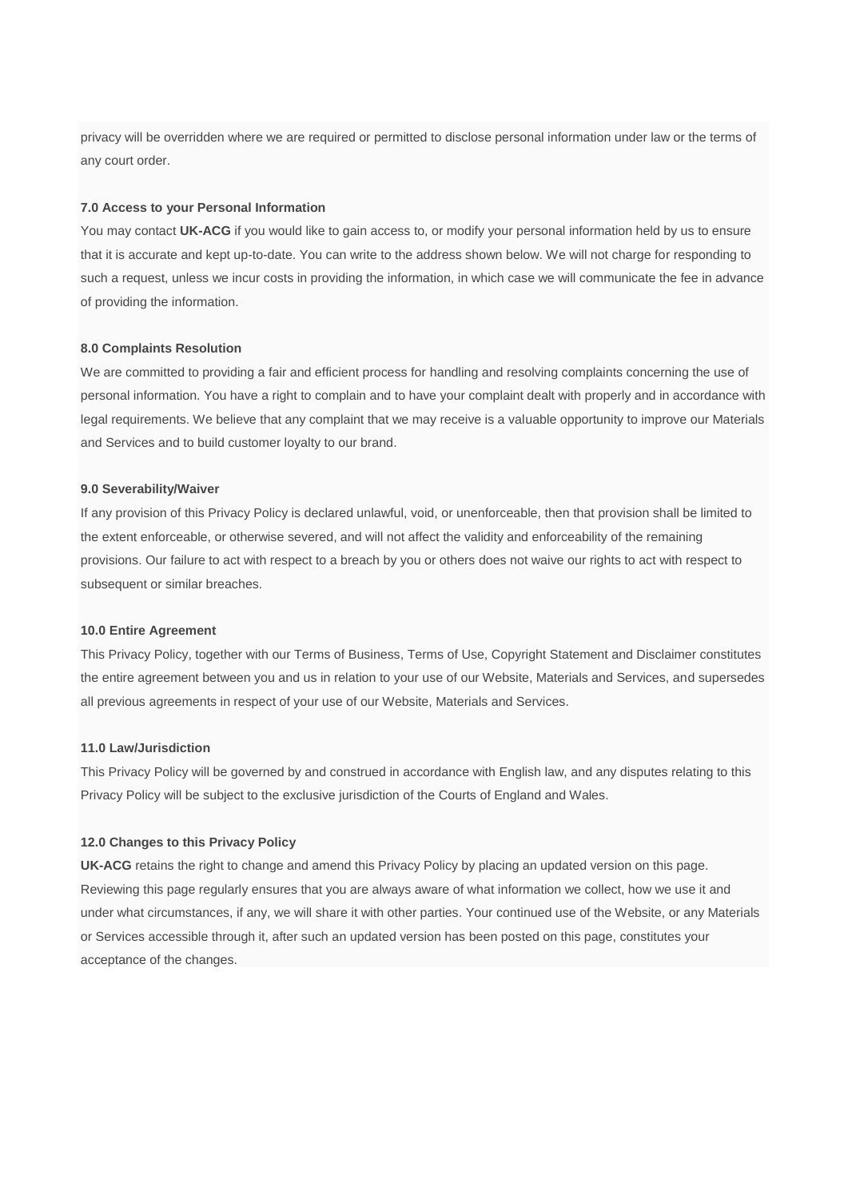privacy will be overridden where we are required or permitted to disclose personal information under law or the terms of any court order.

**7.0 Access to your Personal Information**

You may contact **UK-ACG** if you would like to gain access to, or modify your personal information held by us to ensure that it is accurate and kept up-to-date. You can write to the address shown below. We will not charge for responding to such a request, unless we incur costs in providing the information, in which case we will communicate the fee in advance of providing the information.

**8.0 Complaints Resolution**

We are committed to providing a fair and efficient process for handling and resolving complaints concerning the use of personal information. You have a right to complain and to have your complaint dealt with properly and in accordance with legal requirements. We believe that any complaint that we may receive is a valuable opportunity to improve our Materials and Services and to build customer loyalty to our brand.

**9.0 Severability/Waiver**

If any provision of this Privacy Policy is declared unlawful, void, or unenforceable, then that provision shall be limited to the extent enforceable, or otherwise severed, and will not affect the validity and enforceability of the remaining provisions. Our failure to act with respect to a breach by you or others does not waive our rights to act with respect to subsequent or similar breaches.

**10.0 Entire Agreement**

This Privacy Policy, together with our Terms of Business, Terms of Use, Copyright Statement and Disclaimer constitutes the entire agreement between you and us in relation to your use of our Website, Materials and Services, and supersedes all previous agreements in respect of your use of our Website, Materials and Services.

**11.0 Law/Jurisdiction**

This Privacy Policy will be governed by and construed in accordance with English law, and any disputes relating to this Privacy Policy will be subject to the exclusive jurisdiction of the Courts of England and Wales.

**12.0 Changes to this Privacy Policy**

**UK-ACG** retains the right to change and amend this Privacy Policy by placing an updated version on this page. Reviewing this page regularly ensures that you are always aware of what information we collect, how we use it and under what circumstances, if any, we will share it with other parties. Your continued use of the Website, or any Materials or Services accessible through it, after such an updated version has been posted on this page, constitutes your acceptance of the changes.